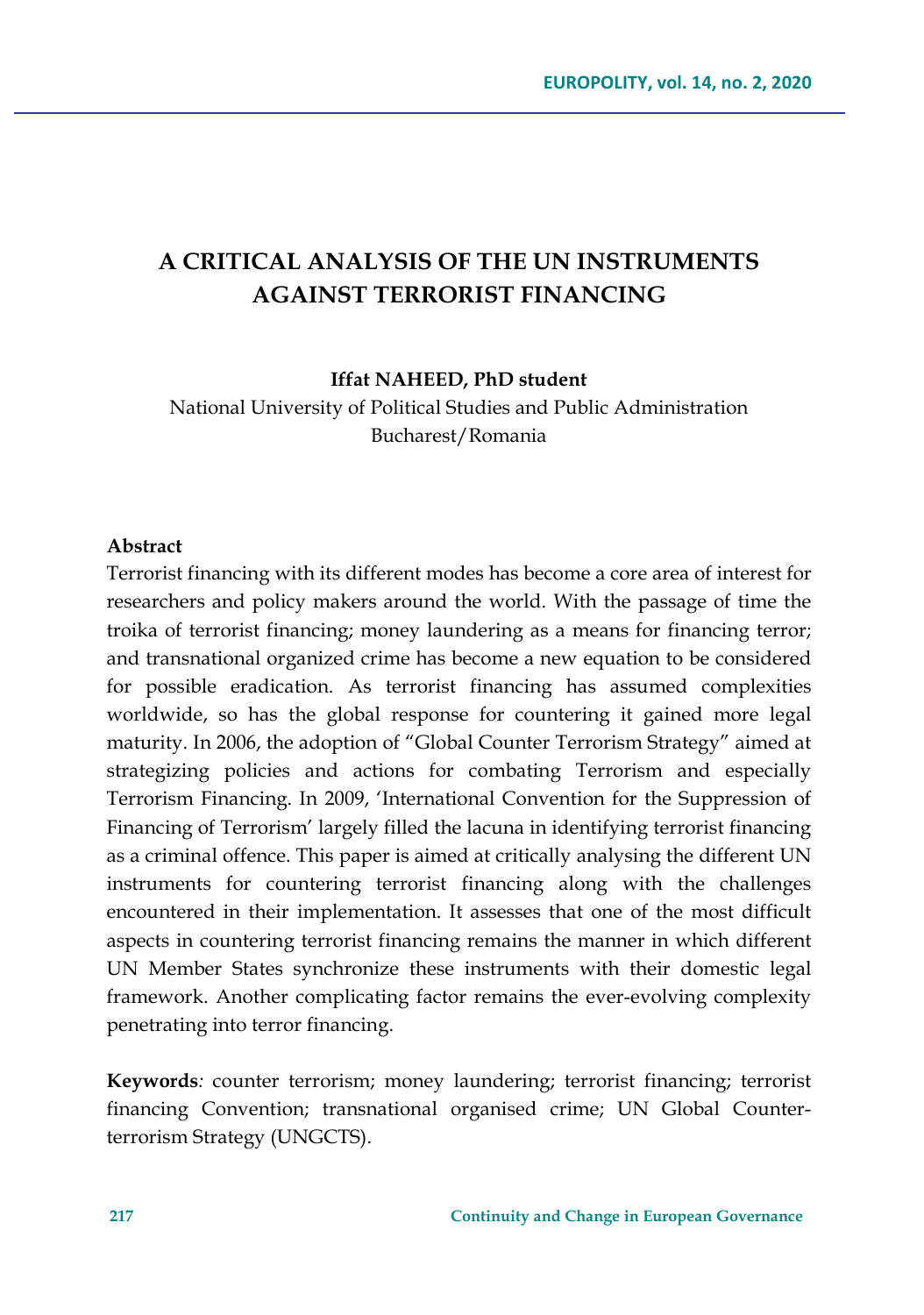# A CRITICAL ANALYSIS OF THE UN INSTRUMENTS AGAINST TERRORIST FINANCING

**Iffat NAHEED, PhD student**

National University of Political Studies and Public Administration
Bucharest/Romania

**Abstract**

Terrorist financing with its different modes has become a core area of interest for researchers and policy makers around the world. With the passage of time the troika of terrorist financing; money laundering as a means for financing terror; and transnational organized crime has become a new equation to be considered for possible eradication. As terrorist financing has assumed complexities worldwide, so has the global response for countering it gained more legal maturity. In 2006, the adoption of "Global Counter Terrorism Strategy" aimed at strategizing policies and actions for combating Terrorism and especially Terrorism Financing. In 2009, 'International Convention for the Suppression of Financing of Terrorism' largely filled the lacuna in identifying terrorist financing as a criminal offence. This paper is aimed at critically analysing the different UN instruments for countering terrorist financing along with the challenges encountered in their implementation. It assesses that one of the most difficult aspects in countering terrorist financing remains the manner in which different UN Member States synchronize these instruments with their domestic legal framework. Another complicating factor remains the ever-evolving complexity penetrating into terror financing.

**Keywords***:* counter terrorism; money laundering; terrorist financing; terrorist financing Convention; transnational organised crime; UN Global Counter-terrorism Strategy (UNGCTS).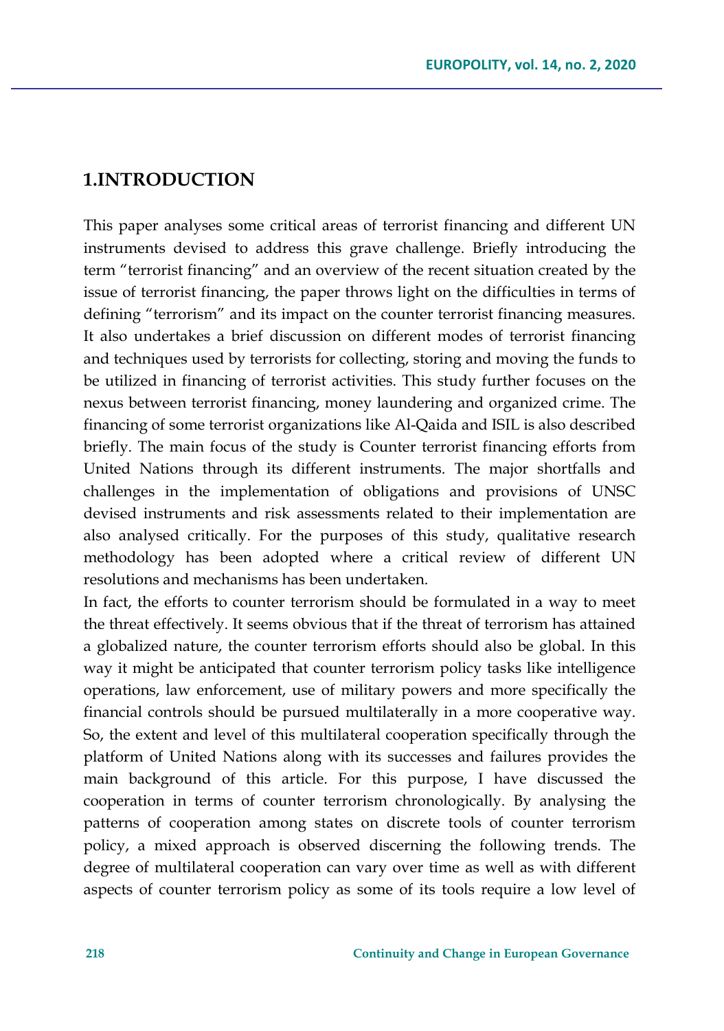## 1.INTRODUCTION

This paper analyses some critical areas of terrorist financing and different UN instruments devised to address this grave challenge. Briefly introducing the term "terrorist financing" and an overview of the recent situation created by the issue of terrorist financing, the paper throws light on the difficulties in terms of defining "terrorism" and its impact on the counter terrorist financing measures. It also undertakes a brief discussion on different modes of terrorist financing and techniques used by terrorists for collecting, storing and moving the funds to be utilized in financing of terrorist activities. This study further focuses on the nexus between terrorist financing, money laundering and organized crime. The financing of some terrorist organizations like Al-Qaida and ISIL is also described briefly. The main focus of the study is Counter terrorist financing efforts from United Nations through its different instruments. The major shortfalls and challenges in the implementation of obligations and provisions of UNSC devised instruments and risk assessments related to their implementation are also analysed critically. For the purposes of this study, qualitative research methodology has been adopted where a critical review of different UN resolutions and mechanisms has been undertaken.

In fact, the efforts to counter terrorism should be formulated in a way to meet the threat effectively. It seems obvious that if the threat of terrorism has attained a globalized nature, the counter terrorism efforts should also be global. In this way it might be anticipated that counter terrorism policy tasks like intelligence operations, law enforcement, use of military powers and more specifically the financial controls should be pursued multilaterally in a more cooperative way. So, the extent and level of this multilateral cooperation specifically through the platform of United Nations along with its successes and failures provides the main background of this article. For this purpose, I have discussed the cooperation in terms of counter terrorism chronologically. By analysing the patterns of cooperation among states on discrete tools of counter terrorism policy, a mixed approach is observed discerning the following trends. The degree of multilateral cooperation can vary over time as well as with different aspects of counter terrorism policy as some of its tools require a low level of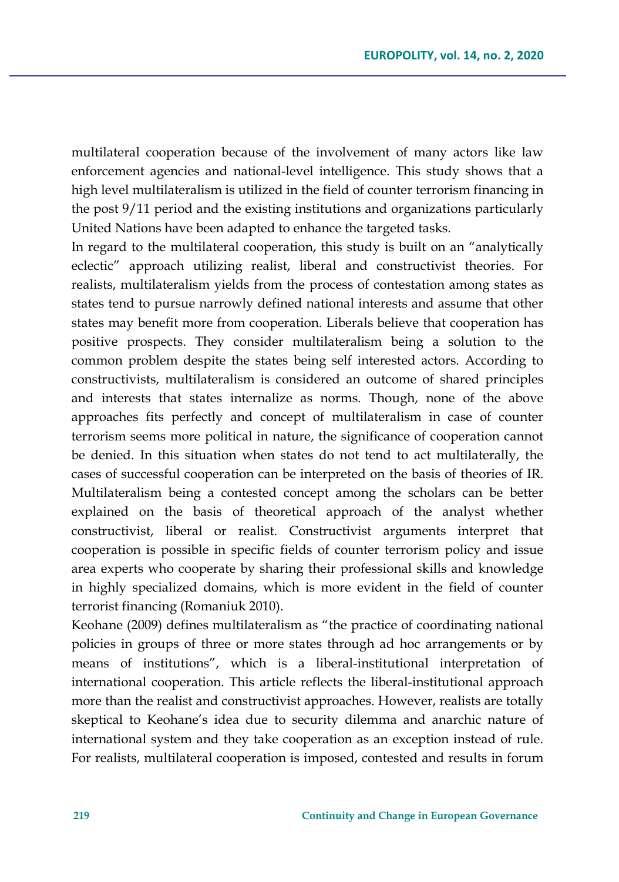multilateral cooperation because of the involvement of many actors like law enforcement agencies and national-level intelligence. This study shows that a high level multilateralism is utilized in the field of counter terrorism financing in the post 9/11 period and the existing institutions and organizations particularly United Nations have been adapted to enhance the targeted tasks.

In regard to the multilateral cooperation, this study is built on an "analytically eclectic" approach utilizing realist, liberal and constructivist theories. For realists, multilateralism yields from the process of contestation among states as states tend to pursue narrowly defined national interests and assume that other states may benefit more from cooperation. Liberals believe that cooperation has positive prospects. They consider multilateralism being a solution to the common problem despite the states being self interested actors. According to constructivists, multilateralism is considered an outcome of shared principles and interests that states internalize as norms. Though, none of the above approaches fits perfectly and concept of multilateralism in case of counter terrorism seems more political in nature, the significance of cooperation cannot be denied. In this situation when states do not tend to act multilaterally, the cases of successful cooperation can be interpreted on the basis of theories of IR. Multilateralism being a contested concept among the scholars can be better explained on the basis of theoretical approach of the analyst whether constructivist, liberal or realist. Constructivist arguments interpret that cooperation is possible in specific fields of counter terrorism policy and issue area experts who cooperate by sharing their professional skills and knowledge in highly specialized domains, which is more evident in the field of counter terrorist financing (Romaniuk 2010).

Keohane (2009) defines multilateralism as "the practice of coordinating national policies in groups of three or more states through ad hoc arrangements or by means of institutions", which is a liberal-institutional interpretation of international cooperation. This article reflects the liberal-institutional approach more than the realist and constructivist approaches. However, realists are totally skeptical to Keohane's idea due to security dilemma and anarchic nature of international system and they take cooperation as an exception instead of rule. For realists, multilateral cooperation is imposed, contested and results in forum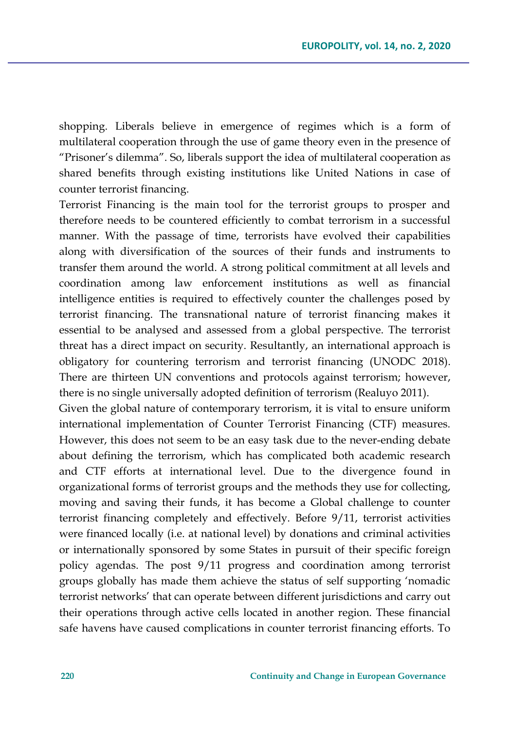shopping. Liberals believe in emergence of regimes which is a form of multilateral cooperation through the use of game theory even in the presence of "Prisoner's dilemma". So, liberals support the idea of multilateral cooperation as shared benefits through existing institutions like United Nations in case of counter terrorist financing.

Terrorist Financing is the main tool for the terrorist groups to prosper and therefore needs to be countered efficiently to combat terrorism in a successful manner. With the passage of time, terrorists have evolved their capabilities along with diversification of the sources of their funds and instruments to transfer them around the world. A strong political commitment at all levels and coordination among law enforcement institutions as well as financial intelligence entities is required to effectively counter the challenges posed by terrorist financing. The transnational nature of terrorist financing makes it essential to be analysed and assessed from a global perspective. The terrorist threat has a direct impact on security. Resultantly, an international approach is obligatory for countering terrorism and terrorist financing (UNODC 2018). There are thirteen UN conventions and protocols against terrorism; however, there is no single universally adopted definition of terrorism (Realuyo 2011).

Given the global nature of contemporary terrorism, it is vital to ensure uniform international implementation of Counter Terrorist Financing (CTF) measures. However, this does not seem to be an easy task due to the never-ending debate about defining the terrorism, which has complicated both academic research and CTF efforts at international level. Due to the divergence found in organizational forms of terrorist groups and the methods they use for collecting, moving and saving their funds, it has become a Global challenge to counter terrorist financing completely and effectively. Before 9/11, terrorist activities were financed locally (i.e. at national level) by donations and criminal activities or internationally sponsored by some States in pursuit of their specific foreign policy agendas. The post 9/11 progress and coordination among terrorist groups globally has made them achieve the status of self supporting 'nomadic terrorist networks' that can operate between different jurisdictions and carry out their operations through active cells located in another region. These financial safe havens have caused complications in counter terrorist financing efforts. To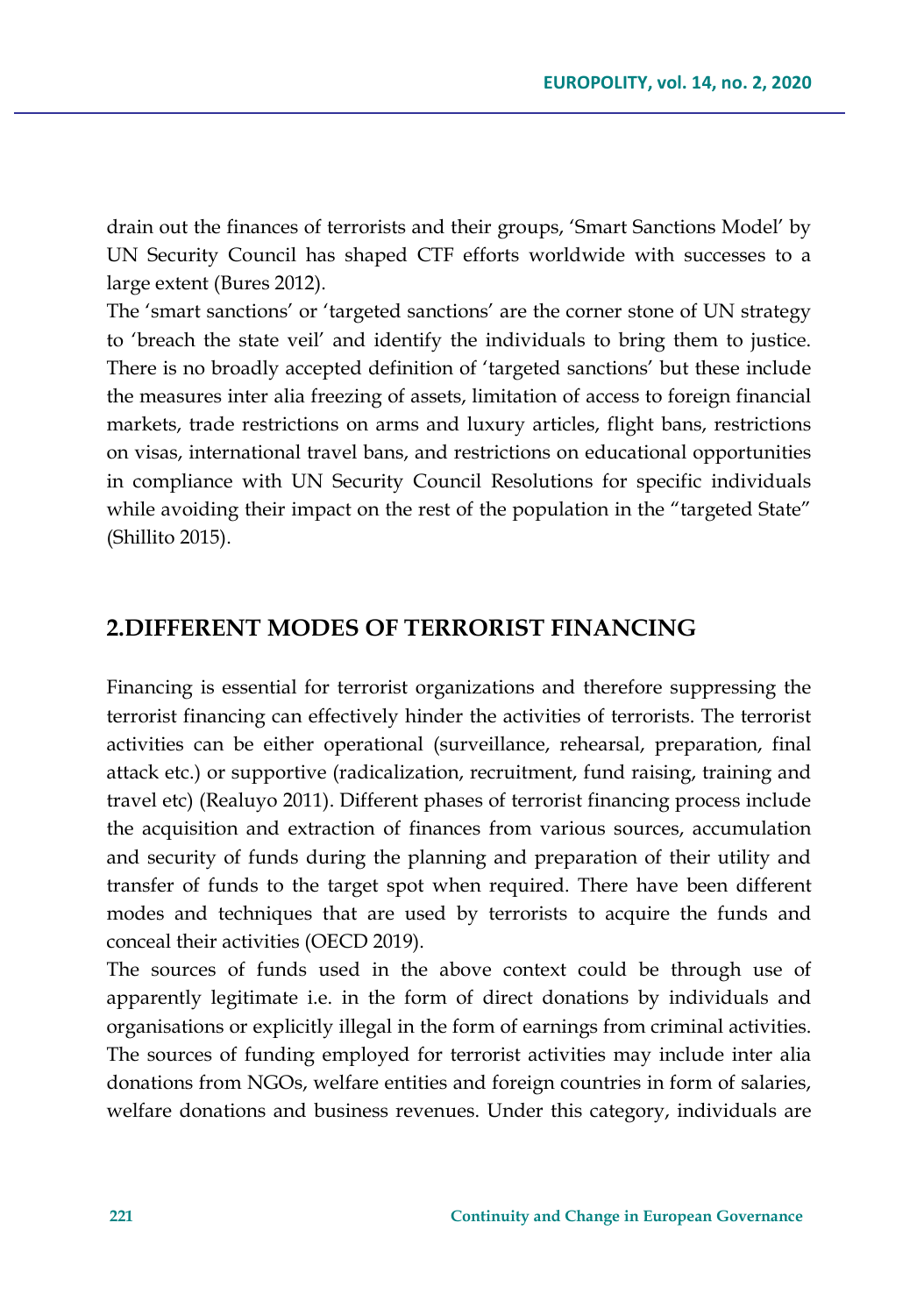drain out the finances of terrorists and their groups, 'Smart Sanctions Model' by UN Security Council has shaped CTF efforts worldwide with successes to a large extent (Bures 2012).

The 'smart sanctions' or 'targeted sanctions' are the corner stone of UN strategy to 'breach the state veil' and identify the individuals to bring them to justice. There is no broadly accepted definition of 'targeted sanctions' but these include the measures inter alia freezing of assets, limitation of access to foreign financial markets, trade restrictions on arms and luxury articles, flight bans, restrictions on visas, international travel bans, and restrictions on educational opportunities in compliance with UN Security Council Resolutions for specific individuals while avoiding their impact on the rest of the population in the "targeted State" (Shillito 2015).

## 2.DIFFERENT MODES OF TERRORIST FINANCING

Financing is essential for terrorist organizations and therefore suppressing the terrorist financing can effectively hinder the activities of terrorists. The terrorist activities can be either operational (surveillance, rehearsal, preparation, final attack etc.) or supportive (radicalization, recruitment, fund raising, training and travel etc) (Realuyo 2011). Different phases of terrorist financing process include the acquisition and extraction of finances from various sources, accumulation and security of funds during the planning and preparation of their utility and transfer of funds to the target spot when required. There have been different modes and techniques that are used by terrorists to acquire the funds and conceal their activities (OECD 2019).

The sources of funds used in the above context could be through use of apparently legitimate i.e. in the form of direct donations by individuals and organisations or explicitly illegal in the form of earnings from criminal activities. The sources of funding employed for terrorist activities may include inter alia donations from NGOs, welfare entities and foreign countries in form of salaries, welfare donations and business revenues. Under this category, individuals are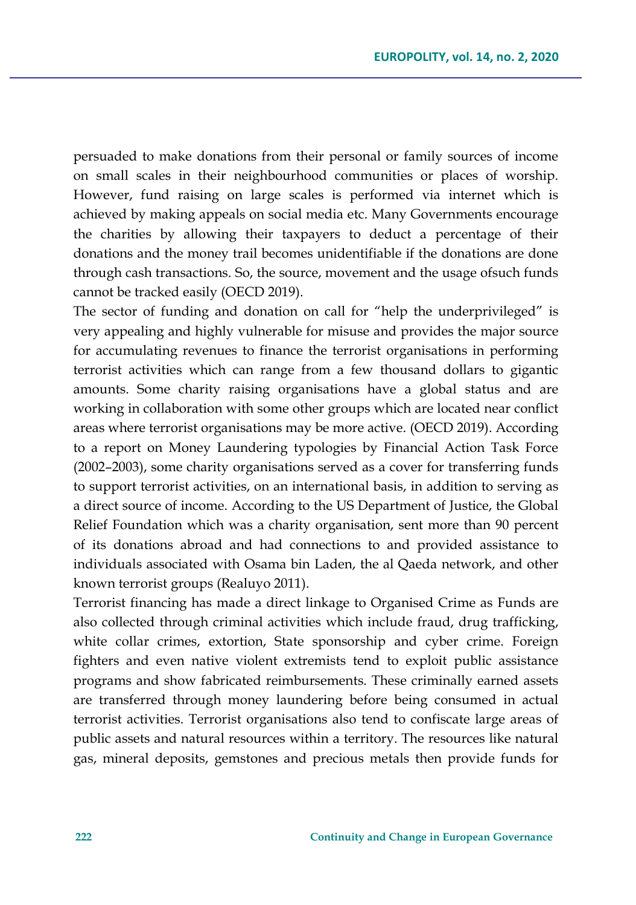persuaded to make donations from their personal or family sources of income on small scales in their neighbourhood communities or places of worship. However, fund raising on large scales is performed via internet which is achieved by making appeals on social media etc. Many Governments encourage the charities by allowing their taxpayers to deduct a percentage of their donations and the money trail becomes unidentifiable if the donations are done through cash transactions. So, the source, movement and the usage ofsuch funds cannot be tracked easily (OECD 2019).

The sector of funding and donation on call for "help the underprivileged" is very appealing and highly vulnerable for misuse and provides the major source for accumulating revenues to finance the terrorist organisations in performing terrorist activities which can range from a few thousand dollars to gigantic amounts. Some charity raising organisations have a global status and are working in collaboration with some other groups which are located near conflict areas where terrorist organisations may be more active. (OECD 2019). According to a report on Money Laundering typologies by Financial Action Task Force (2002–2003), some charity organisations served as a cover for transferring funds to support terrorist activities, on an international basis, in addition to serving as a direct source of income. According to the US Department of Justice, the Global Relief Foundation which was a charity organisation, sent more than 90 percent of its donations abroad and had connections to and provided assistance to individuals associated with Osama bin Laden, the al Qaeda network, and other known terrorist groups (Realuyo 2011).

Terrorist financing has made a direct linkage to Organised Crime as Funds are also collected through criminal activities which include fraud, drug trafficking, white collar crimes, extortion, State sponsorship and cyber crime. Foreign fighters and even native violent extremists tend to exploit public assistance programs and show fabricated reimbursements. These criminally earned assets are transferred through money laundering before being consumed in actual terrorist activities. Terrorist organisations also tend to confiscate large areas of public assets and natural resources within a territory. The resources like natural gas, mineral deposits, gemstones and precious metals then provide funds for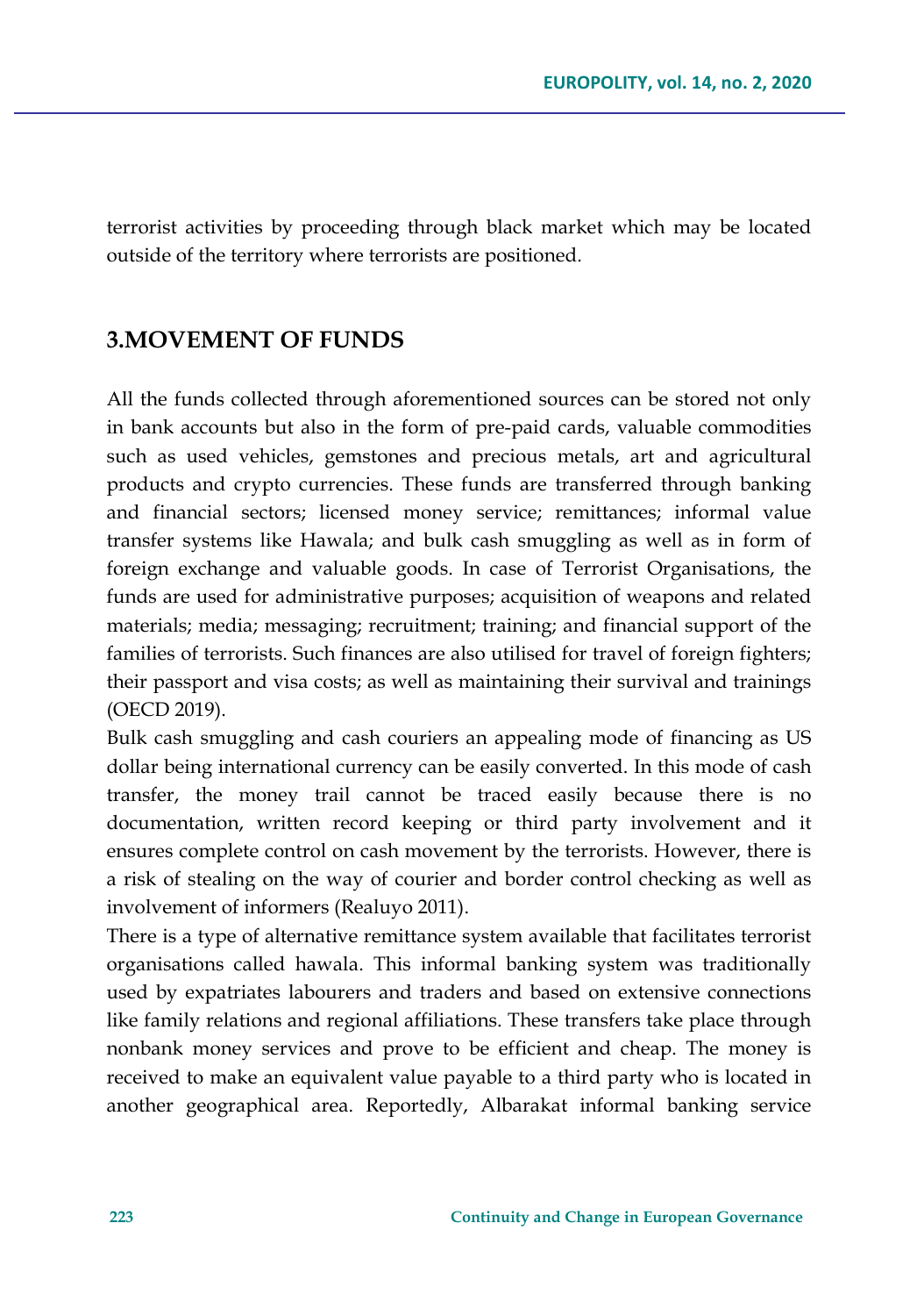terrorist activities by proceeding through black market which may be located outside of the territory where terrorists are positioned.

## 3.MOVEMENT OF FUNDS

All the funds collected through aforementioned sources can be stored not only in bank accounts but also in the form of pre-paid cards, valuable commodities such as used vehicles, gemstones and precious metals, art and agricultural products and crypto currencies. These funds are transferred through banking and financial sectors; licensed money service; remittances; informal value transfer systems like Hawala; and bulk cash smuggling as well as in form of foreign exchange and valuable goods. In case of Terrorist Organisations, the funds are used for administrative purposes; acquisition of weapons and related materials; media; messaging; recruitment; training; and financial support of the families of terrorists. Such finances are also utilised for travel of foreign fighters; their passport and visa costs; as well as maintaining their survival and trainings (OECD 2019).

Bulk cash smuggling and cash couriers an appealing mode of financing as US dollar being international currency can be easily converted. In this mode of cash transfer, the money trail cannot be traced easily because there is no documentation, written record keeping or third party involvement and it ensures complete control on cash movement by the terrorists. However, there is a risk of stealing on the way of courier and border control checking as well as involvement of informers (Realuyo 2011).

There is a type of alternative remittance system available that facilitates terrorist organisations called hawala. This informal banking system was traditionally used by expatriates labourers and traders and based on extensive connections like family relations and regional affiliations. These transfers take place through nonbank money services and prove to be efficient and cheap. The money is received to make an equivalent value payable to a third party who is located in another geographical area. Reportedly, Albarakat informal banking service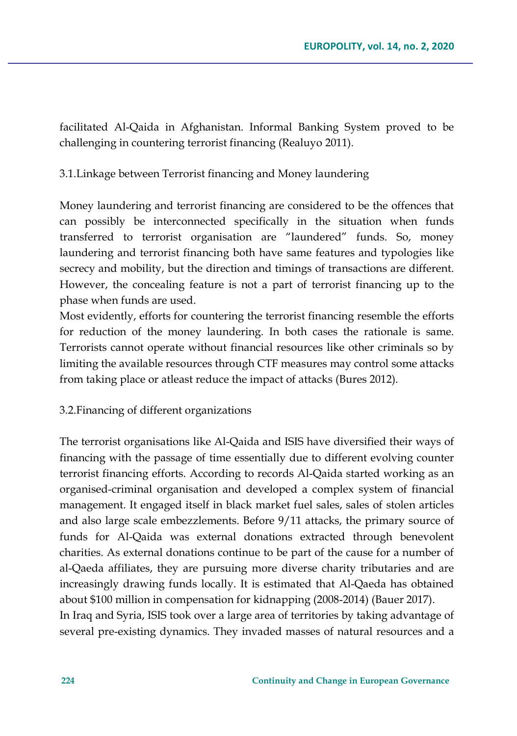facilitated Al-Qaida in Afghanistan. Informal Banking System proved to be challenging in countering terrorist financing (Realuyo 2011).

### 3.1.Linkage between Terrorist financing and Money laundering

Money laundering and terrorist financing are considered to be the offences that can possibly be interconnected specifically in the situation when funds transferred to terrorist organisation are "laundered" funds. So, money laundering and terrorist financing both have same features and typologies like secrecy and mobility, but the direction and timings of transactions are different. However, the concealing feature is not a part of terrorist financing up to the phase when funds are used.

Most evidently, efforts for countering the terrorist financing resemble the efforts for reduction of the money laundering. In both cases the rationale is same. Terrorists cannot operate without financial resources like other criminals so by limiting the available resources through CTF measures may control some attacks from taking place or atleast reduce the impact of attacks (Bures 2012).

### 3.2.Financing of different organizations

The terrorist organisations like Al-Qaida and ISIS have diversified their ways of financing with the passage of time essentially due to different evolving counter terrorist financing efforts. According to records Al-Qaida started working as an organised-criminal organisation and developed a complex system of financial management. It engaged itself in black market fuel sales, sales of stolen articles and also large scale embezzlements. Before 9/11 attacks, the primary source of funds for Al-Qaida was external donations extracted through benevolent charities. As external donations continue to be part of the cause for a number of al-Qaeda affiliates, they are pursuing more diverse charity tributaries and are increasingly drawing funds locally. It is estimated that Al-Qaeda has obtained about $100 million in compensation for kidnapping (2008-2014) (Bauer 2017).

In Iraq and Syria, ISIS took over a large area of territories by taking advantage of several pre-existing dynamics. They invaded masses of natural resources and a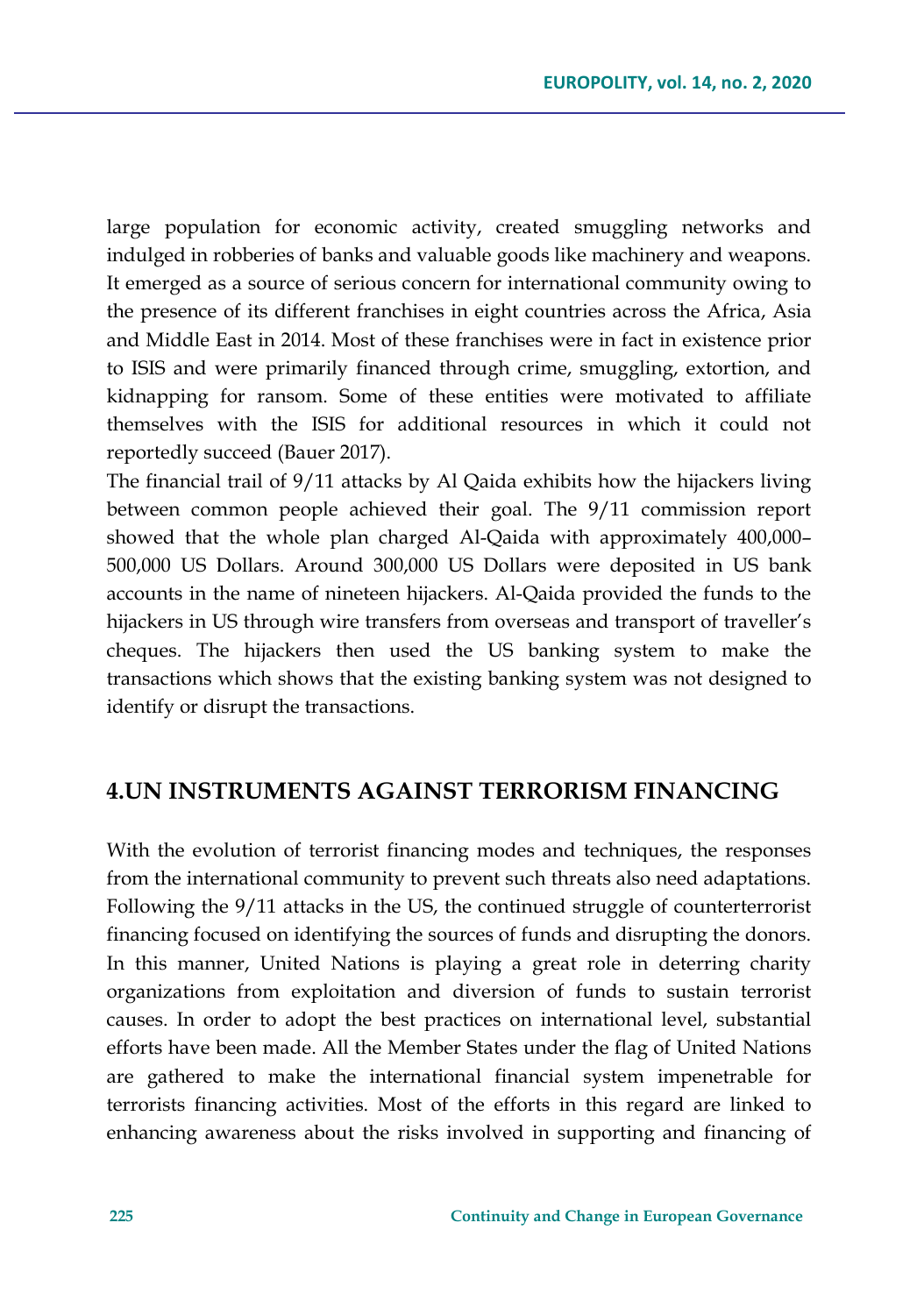large population for economic activity, created smuggling networks and indulged in robberies of banks and valuable goods like machinery and weapons. It emerged as a source of serious concern for international community owing to the presence of its different franchises in eight countries across the Africa, Asia and Middle East in 2014. Most of these franchises were in fact in existence prior to ISIS and were primarily financed through crime, smuggling, extortion, and kidnapping for ransom. Some of these entities were motivated to affiliate themselves with the ISIS for additional resources in which it could not reportedly succeed (Bauer 2017).

The financial trail of 9/11 attacks by Al Qaida exhibits how the hijackers living between common people achieved their goal. The 9/11 commission report showed that the whole plan charged Al-Qaida with approximately 400,000–500,000 US Dollars. Around 300,000 US Dollars were deposited in US bank accounts in the name of nineteen hijackers. Al-Qaida provided the funds to the hijackers in US through wire transfers from overseas and transport of traveller's cheques. The hijackers then used the US banking system to make the transactions which shows that the existing banking system was not designed to identify or disrupt the transactions.

## 4.UN INSTRUMENTS AGAINST TERRORISM FINANCING

With the evolution of terrorist financing modes and techniques, the responses from the international community to prevent such threats also need adaptations. Following the 9/11 attacks in the US, the continued struggle of counterterrorist financing focused on identifying the sources of funds and disrupting the donors. In this manner, United Nations is playing a great role in deterring charity organizations from exploitation and diversion of funds to sustain terrorist causes. In order to adopt the best practices on international level, substantial efforts have been made. All the Member States under the flag of United Nations are gathered to make the international financial system impenetrable for terrorists financing activities. Most of the efforts in this regard are linked to enhancing awareness about the risks involved in supporting and financing of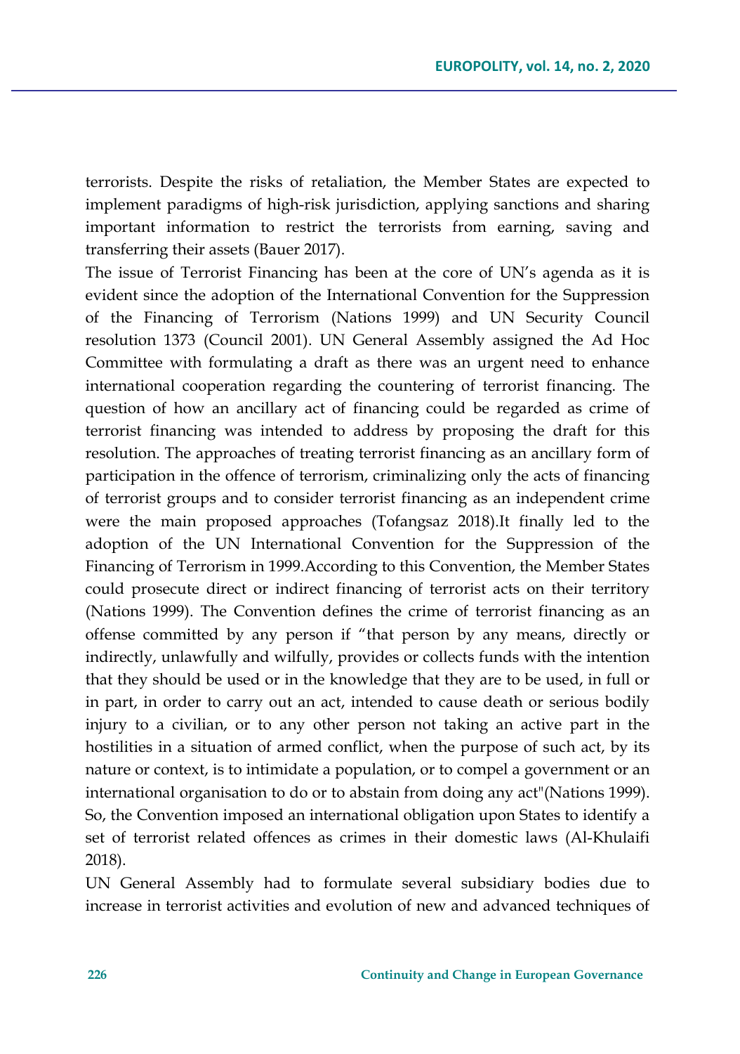terrorists. Despite the risks of retaliation, the Member States are expected to implement paradigms of high-risk jurisdiction, applying sanctions and sharing important information to restrict the terrorists from earning, saving and transferring their assets (Bauer 2017).

The issue of Terrorist Financing has been at the core of UN's agenda as it is evident since the adoption of the International Convention for the Suppression of the Financing of Terrorism (Nations 1999) and UN Security Council resolution 1373 (Council 2001). UN General Assembly assigned the Ad Hoc Committee with formulating a draft as there was an urgent need to enhance international cooperation regarding the countering of terrorist financing. The question of how an ancillary act of financing could be regarded as crime of terrorist financing was intended to address by proposing the draft for this resolution. The approaches of treating terrorist financing as an ancillary form of participation in the offence of terrorism, criminalizing only the acts of financing of terrorist groups and to consider terrorist financing as an independent crime were the main proposed approaches (Tofangsaz 2018).It finally led to the adoption of the UN International Convention for the Suppression of the Financing of Terrorism in 1999.According to this Convention, the Member States could prosecute direct or indirect financing of terrorist acts on their territory (Nations 1999). The Convention defines the crime of terrorist financing as an offense committed by any person if "that person by any means, directly or indirectly, unlawfully and wilfully, provides or collects funds with the intention that they should be used or in the knowledge that they are to be used, in full or in part, in order to carry out an act, intended to cause death or serious bodily injury to a civilian, or to any other person not taking an active part in the hostilities in a situation of armed conflict, when the purpose of such act, by its nature or context, is to intimidate a population, or to compel a government or an international organisation to do or to abstain from doing any act"(Nations 1999). So, the Convention imposed an international obligation upon States to identify a set of terrorist related offences as crimes in their domestic laws (Al-Khulaifi 2018).

UN General Assembly had to formulate several subsidiary bodies due to increase in terrorist activities and evolution of new and advanced techniques of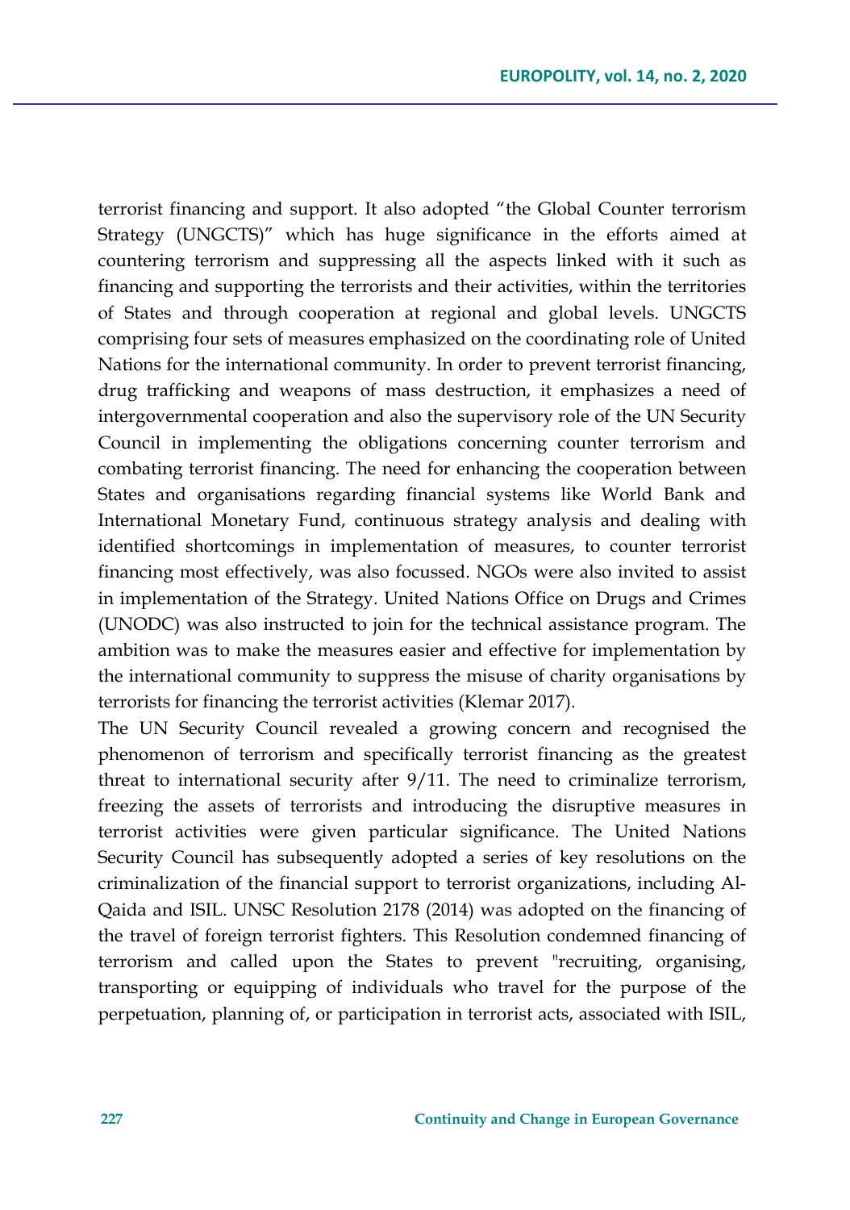terrorist financing and support. It also adopted "the Global Counter terrorism Strategy (UNGCTS)" which has huge significance in the efforts aimed at countering terrorism and suppressing all the aspects linked with it such as financing and supporting the terrorists and their activities, within the territories of States and through cooperation at regional and global levels. UNGCTS comprising four sets of measures emphasized on the coordinating role of United Nations for the international community. In order to prevent terrorist financing, drug trafficking and weapons of mass destruction, it emphasizes a need of intergovernmental cooperation and also the supervisory role of the UN Security Council in implementing the obligations concerning counter terrorism and combating terrorist financing. The need for enhancing the cooperation between States and organisations regarding financial systems like World Bank and International Monetary Fund, continuous strategy analysis and dealing with identified shortcomings in implementation of measures, to counter terrorist financing most effectively, was also focussed. NGOs were also invited to assist in implementation of the Strategy. United Nations Office on Drugs and Crimes (UNODC) was also instructed to join for the technical assistance program. The ambition was to make the measures easier and effective for implementation by the international community to suppress the misuse of charity organisations by terrorists for financing the terrorist activities (Klemar 2017).

The UN Security Council revealed a growing concern and recognised the phenomenon of terrorism and specifically terrorist financing as the greatest threat to international security after 9/11. The need to criminalize terrorism, freezing the assets of terrorists and introducing the disruptive measures in terrorist activities were given particular significance. The United Nations Security Council has subsequently adopted a series of key resolutions on the criminalization of the financial support to terrorist organizations, including Al-Qaida and ISIL. UNSC Resolution 2178 (2014) was adopted on the financing of the travel of foreign terrorist fighters. This Resolution condemned financing of terrorism and called upon the States to prevent "recruiting, organising, transporting or equipping of individuals who travel for the purpose of the perpetuation, planning of, or participation in terrorist acts, associated with ISIL,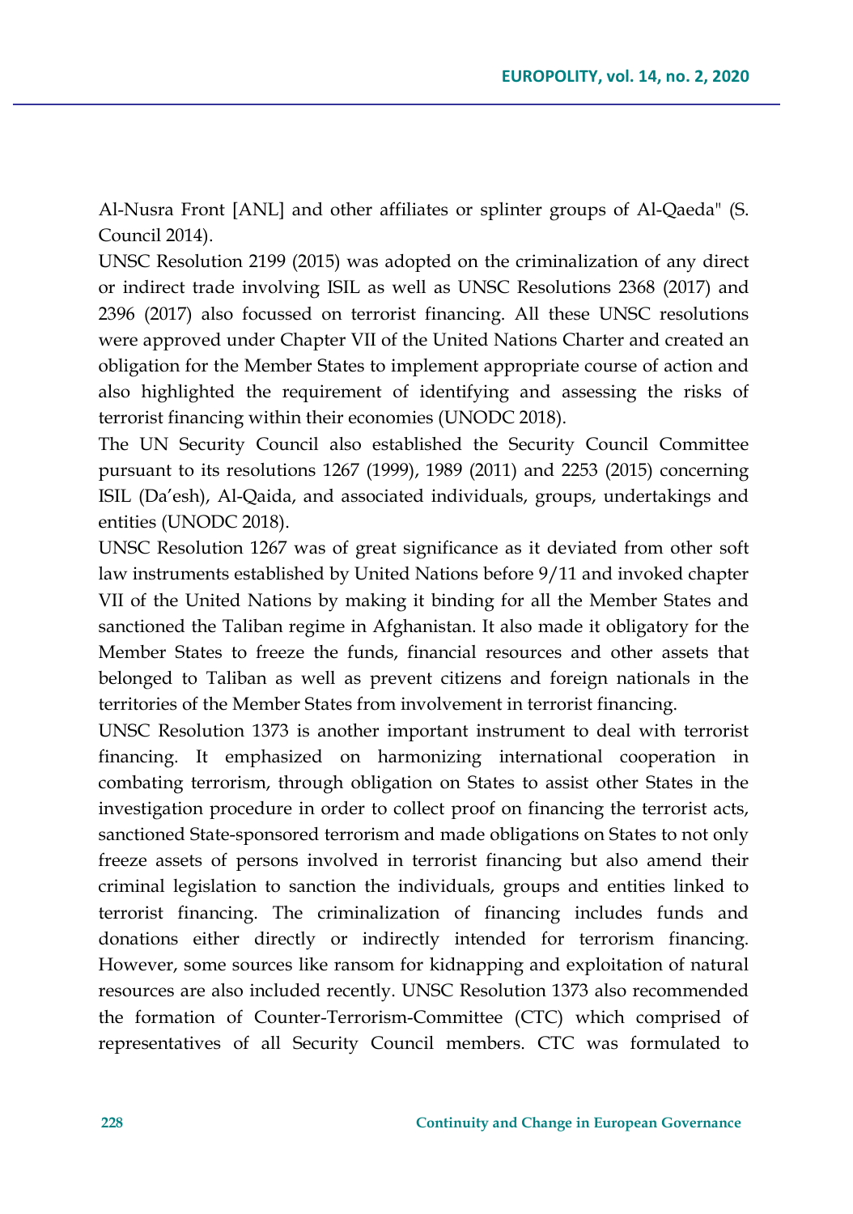Al-Nusra Front [ANL] and other affiliates or splinter groups of Al-Qaeda" (S. Council 2014).

UNSC Resolution 2199 (2015) was adopted on the criminalization of any direct or indirect trade involving ISIL as well as UNSC Resolutions 2368 (2017) and 2396 (2017) also focussed on terrorist financing. All these UNSC resolutions were approved under Chapter VII of the United Nations Charter and created an obligation for the Member States to implement appropriate course of action and also highlighted the requirement of identifying and assessing the risks of terrorist financing within their economies (UNODC 2018).

The UN Security Council also established the Security Council Committee pursuant to its resolutions 1267 (1999), 1989 (2011) and 2253 (2015) concerning ISIL (Da'esh), Al-Qaida, and associated individuals, groups, undertakings and entities (UNODC 2018).

UNSC Resolution 1267 was of great significance as it deviated from other soft law instruments established by United Nations before 9/11 and invoked chapter VII of the United Nations by making it binding for all the Member States and sanctioned the Taliban regime in Afghanistan. It also made it obligatory for the Member States to freeze the funds, financial resources and other assets that belonged to Taliban as well as prevent citizens and foreign nationals in the territories of the Member States from involvement in terrorist financing.

UNSC Resolution 1373 is another important instrument to deal with terrorist financing. It emphasized on harmonizing international cooperation in combating terrorism, through obligation on States to assist other States in the investigation procedure in order to collect proof on financing the terrorist acts, sanctioned State-sponsored terrorism and made obligations on States to not only freeze assets of persons involved in terrorist financing but also amend their criminal legislation to sanction the individuals, groups and entities linked to terrorist financing. The criminalization of financing includes funds and donations either directly or indirectly intended for terrorism financing. However, some sources like ransom for kidnapping and exploitation of natural resources are also included recently. UNSC Resolution 1373 also recommended the formation of Counter-Terrorism-Committee (CTC) which comprised of representatives of all Security Council members. CTC was formulated to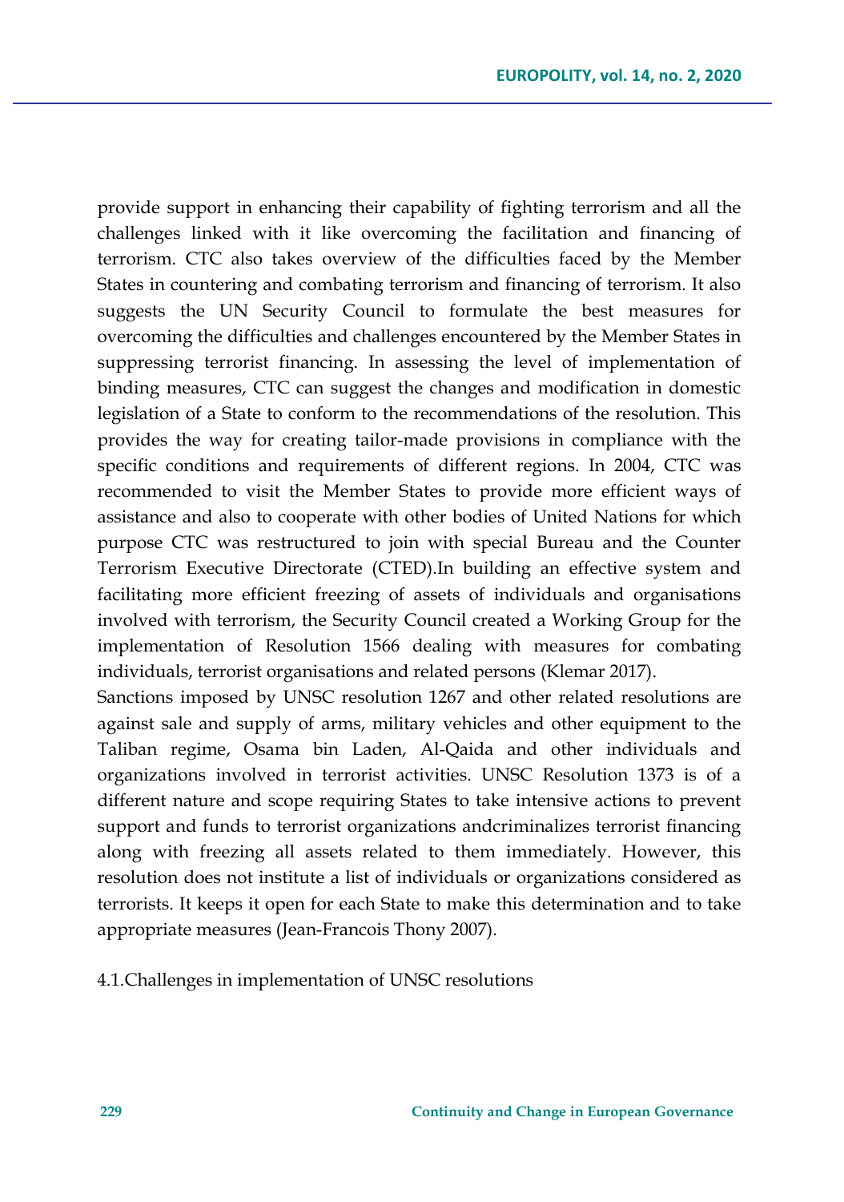provide support in enhancing their capability of fighting terrorism and all the challenges linked with it like overcoming the facilitation and financing of terrorism. CTC also takes overview of the difficulties faced by the Member States in countering and combating terrorism and financing of terrorism. It also suggests the UN Security Council to formulate the best measures for overcoming the difficulties and challenges encountered by the Member States in suppressing terrorist financing. In assessing the level of implementation of binding measures, CTC can suggest the changes and modification in domestic legislation of a State to conform to the recommendations of the resolution. This provides the way for creating tailor-made provisions in compliance with the specific conditions and requirements of different regions. In 2004, CTC was recommended to visit the Member States to provide more efficient ways of assistance and also to cooperate with other bodies of United Nations for which purpose CTC was restructured to join with special Bureau and the Counter Terrorism Executive Directorate (CTED).In building an effective system and facilitating more efficient freezing of assets of individuals and organisations involved with terrorism, the Security Council created a Working Group for the implementation of Resolution 1566 dealing with measures for combating individuals, terrorist organisations and related persons (Klemar 2017).

Sanctions imposed by UNSC resolution 1267 and other related resolutions are against sale and supply of arms, military vehicles and other equipment to the Taliban regime, Osama bin Laden, Al-Qaida and other individuals and organizations involved in terrorist activities. UNSC Resolution 1373 is of a different nature and scope requiring States to take intensive actions to prevent support and funds to terrorist organizations andcriminalizes terrorist financing along with freezing all assets related to them immediately. However, this resolution does not institute a list of individuals or organizations considered as terrorists. It keeps it open for each State to make this determination and to take appropriate measures (Jean-Francois Thony 2007).

## 4.1.Challenges in implementation of UNSC resolutions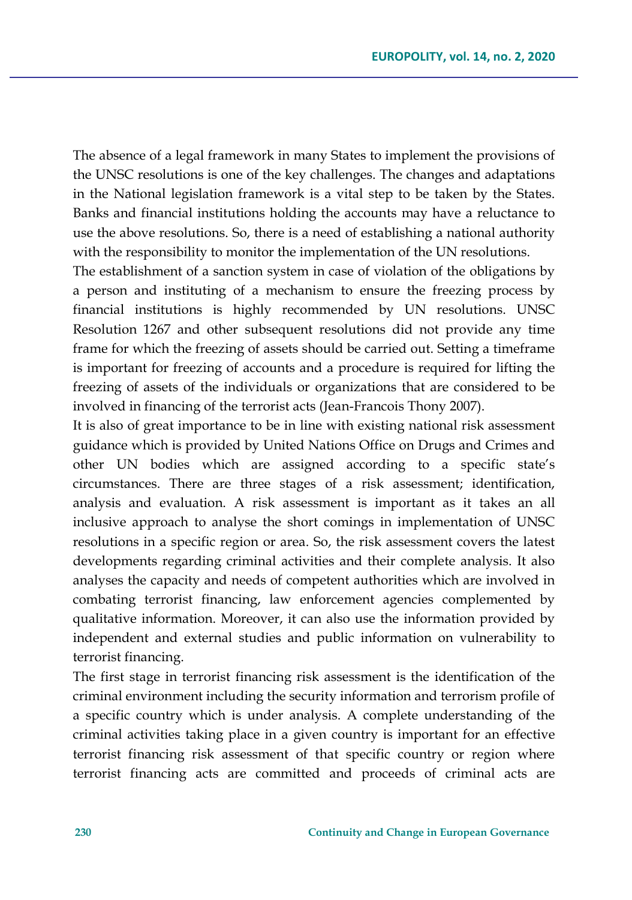The absence of a legal framework in many States to implement the provisions of the UNSC resolutions is one of the key challenges. The changes and adaptations in the National legislation framework is a vital step to be taken by the States. Banks and financial institutions holding the accounts may have a reluctance to use the above resolutions. So, there is a need of establishing a national authority with the responsibility to monitor the implementation of the UN resolutions.

The establishment of a sanction system in case of violation of the obligations by a person and instituting of a mechanism to ensure the freezing process by financial institutions is highly recommended by UN resolutions. UNSC Resolution 1267 and other subsequent resolutions did not provide any time frame for which the freezing of assets should be carried out. Setting a timeframe is important for freezing of accounts and a procedure is required for lifting the freezing of assets of the individuals or organizations that are considered to be involved in financing of the terrorist acts (Jean-Francois Thony 2007).

It is also of great importance to be in line with existing national risk assessment guidance which is provided by United Nations Office on Drugs and Crimes and other UN bodies which are assigned according to a specific state's circumstances. There are three stages of a risk assessment; identification, analysis and evaluation. A risk assessment is important as it takes an all inclusive approach to analyse the short comings in implementation of UNSC resolutions in a specific region or area. So, the risk assessment covers the latest developments regarding criminal activities and their complete analysis. It also analyses the capacity and needs of competent authorities which are involved in combating terrorist financing, law enforcement agencies complemented by qualitative information. Moreover, it can also use the information provided by independent and external studies and public information on vulnerability to terrorist financing.

The first stage in terrorist financing risk assessment is the identification of the criminal environment including the security information and terrorism profile of a specific country which is under analysis. A complete understanding of the criminal activities taking place in a given country is important for an effective terrorist financing risk assessment of that specific country or region where terrorist financing acts are committed and proceeds of criminal acts are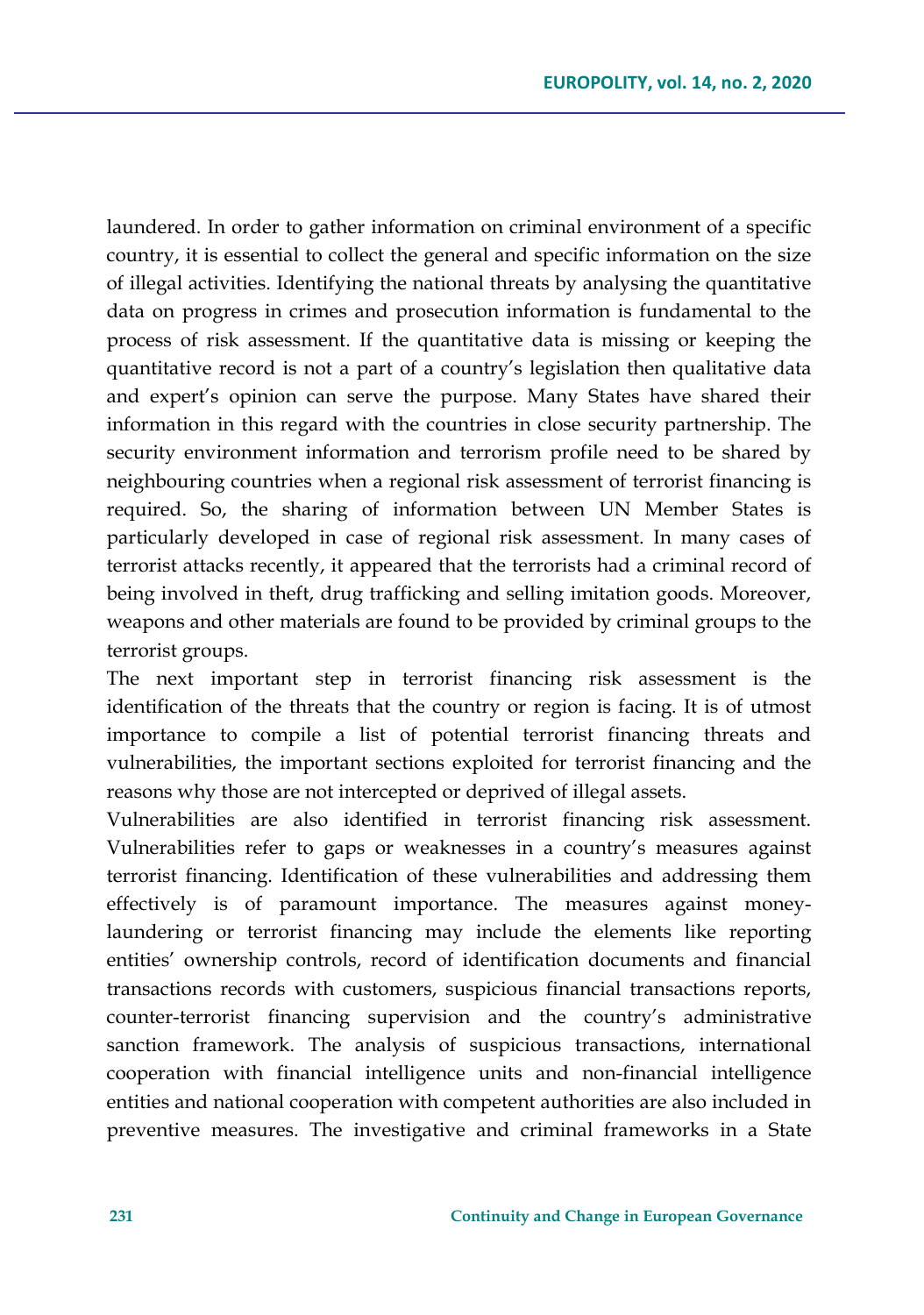laundered. In order to gather information on criminal environment of a specific country, it is essential to collect the general and specific information on the size of illegal activities. Identifying the national threats by analysing the quantitative data on progress in crimes and prosecution information is fundamental to the process of risk assessment. If the quantitative data is missing or keeping the quantitative record is not a part of a country's legislation then qualitative data and expert's opinion can serve the purpose. Many States have shared their information in this regard with the countries in close security partnership. The security environment information and terrorism profile need to be shared by neighbouring countries when a regional risk assessment of terrorist financing is required. So, the sharing of information between UN Member States is particularly developed in case of regional risk assessment. In many cases of terrorist attacks recently, it appeared that the terrorists had a criminal record of being involved in theft, drug trafficking and selling imitation goods. Moreover, weapons and other materials are found to be provided by criminal groups to the terrorist groups.

The next important step in terrorist financing risk assessment is the identification of the threats that the country or region is facing. It is of utmost importance to compile a list of potential terrorist financing threats and vulnerabilities, the important sections exploited for terrorist financing and the reasons why those are not intercepted or deprived of illegal assets.

Vulnerabilities are also identified in terrorist financing risk assessment. Vulnerabilities refer to gaps or weaknesses in a country's measures against terrorist financing. Identification of these vulnerabilities and addressing them effectively is of paramount importance. The measures against money-laundering or terrorist financing may include the elements like reporting entities' ownership controls, record of identification documents and financial transactions records with customers, suspicious financial transactions reports, counter-terrorist financing supervision and the country's administrative sanction framework. The analysis of suspicious transactions, international cooperation with financial intelligence units and non-financial intelligence entities and national cooperation with competent authorities are also included in preventive measures. The investigative and criminal frameworks in a State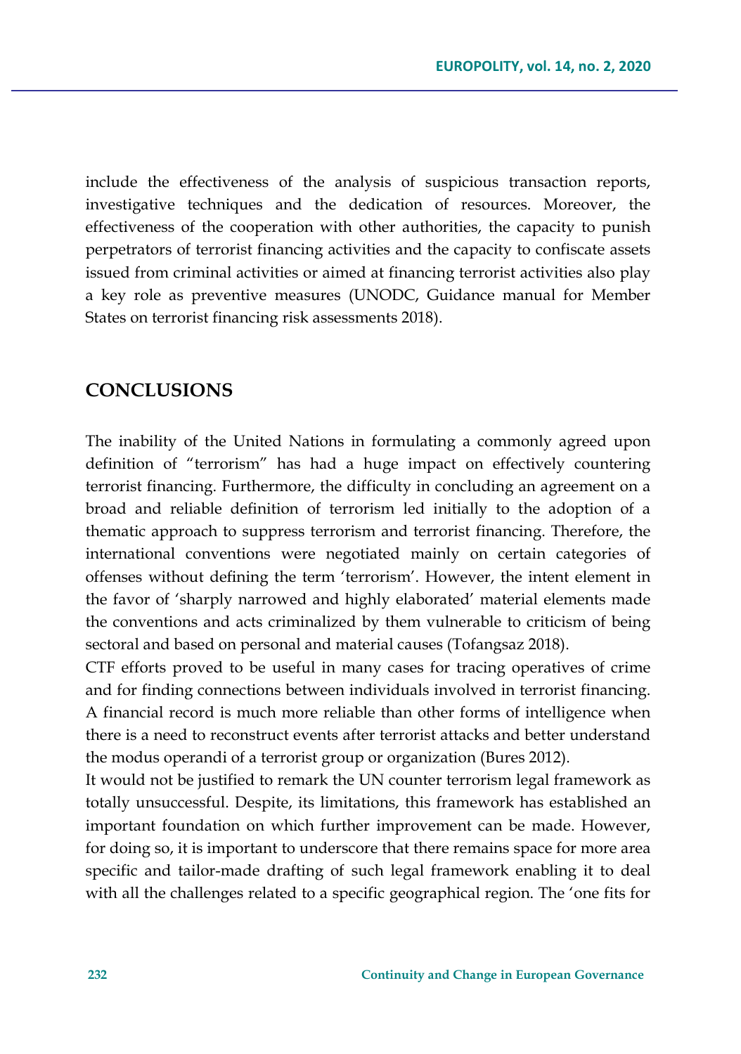include the effectiveness of the analysis of suspicious transaction reports, investigative techniques and the dedication of resources. Moreover, the effectiveness of the cooperation with other authorities, the capacity to punish perpetrators of terrorist financing activities and the capacity to confiscate assets issued from criminal activities or aimed at financing terrorist activities also play a key role as preventive measures (UNODC, Guidance manual for Member States on terrorist financing risk assessments 2018).

## CONCLUSIONS

The inability of the United Nations in formulating a commonly agreed upon definition of "terrorism" has had a huge impact on effectively countering terrorist financing. Furthermore, the difficulty in concluding an agreement on a broad and reliable definition of terrorism led initially to the adoption of a thematic approach to suppress terrorism and terrorist financing. Therefore, the international conventions were negotiated mainly on certain categories of offenses without defining the term 'terrorism'. However, the intent element in the favor of 'sharply narrowed and highly elaborated' material elements made the conventions and acts criminalized by them vulnerable to criticism of being sectoral and based on personal and material causes (Tofangsaz 2018).

CTF efforts proved to be useful in many cases for tracing operatives of crime and for finding connections between individuals involved in terrorist financing. A financial record is much more reliable than other forms of intelligence when there is a need to reconstruct events after terrorist attacks and better understand the modus operandi of a terrorist group or organization (Bures 2012).

It would not be justified to remark the UN counter terrorism legal framework as totally unsuccessful. Despite, its limitations, this framework has established an important foundation on which further improvement can be made. However, for doing so, it is important to underscore that there remains space for more area specific and tailor-made drafting of such legal framework enabling it to deal with all the challenges related to a specific geographical region. The 'one fits for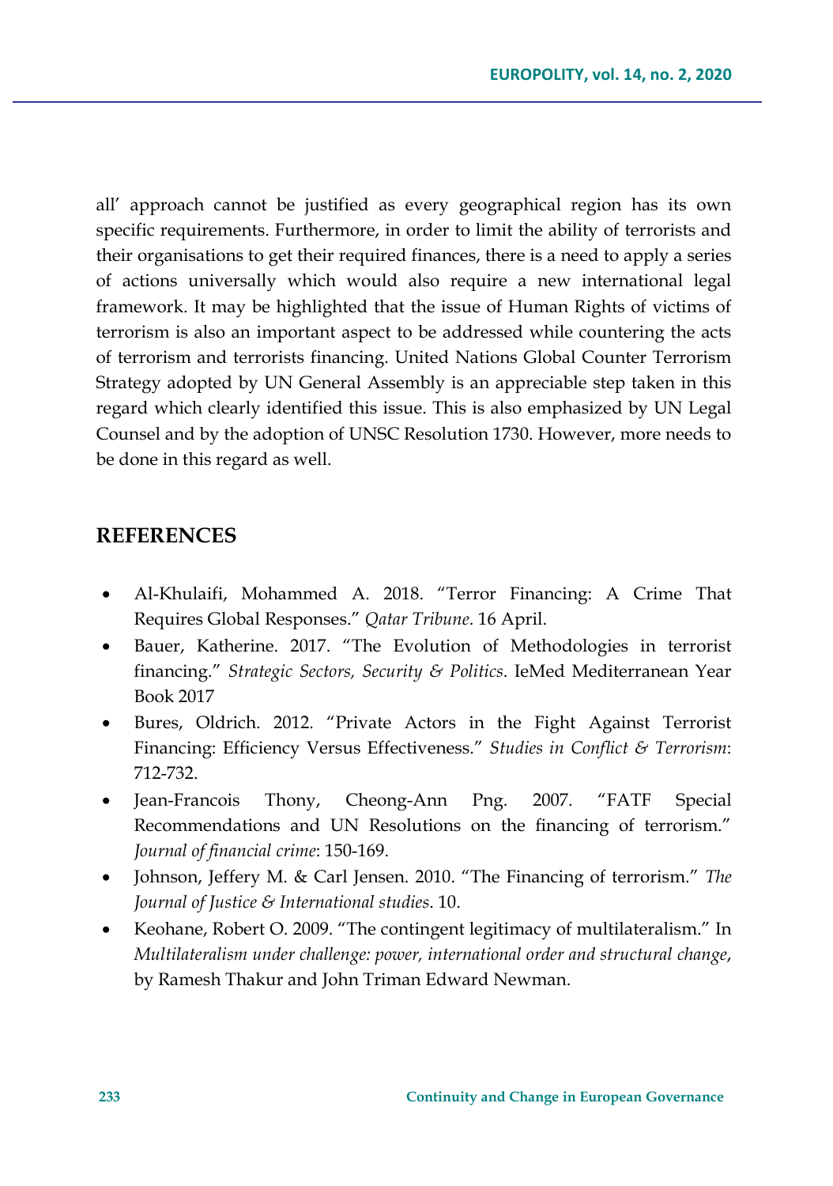all' approach cannot be justified as every geographical region has its own specific requirements. Furthermore, in order to limit the ability of terrorists and their organisations to get their required finances, there is a need to apply a series of actions universally which would also require a new international legal framework. It may be highlighted that the issue of Human Rights of victims of terrorism is also an important aspect to be addressed while countering the acts of terrorism and terrorists financing. United Nations Global Counter Terrorism Strategy adopted by UN General Assembly is an appreciable step taken in this regard which clearly identified this issue. This is also emphasized by UN Legal Counsel and by the adoption of UNSC Resolution 1730. However, more needs to be done in this regard as well.

## REFERENCES

- Al-Khulaifi, Mohammed A. 2018. "Terror Financing: A Crime That Requires Global Responses." *Qatar Tribune*. 16 April.
- Bauer, Katherine. 2017. "The Evolution of Methodologies in terrorist financing." *Strategic Sectors, Security & Politics.* IeMed Mediterranean Year Book 2017
- Bures, Oldrich. 2012. "Private Actors in the Fight Against Terrorist Financing: Efficiency Versus Effectiveness." *Studies in Conflict & Terrorism*: 712-732.
- Jean-Francois Thony, Cheong-Ann Png. 2007. "FATF Special Recommendations and UN Resolutions on the financing of terrorism." *Journal of financial crime*: 150-169.
- Johnson, Jeffery M. & Carl Jensen. 2010. "The Financing of terrorism." *The Journal of Justice & International studies*. 10.
- Keohane, Robert O. 2009. "The contingent legitimacy of multilateralism." In *Multilateralism under challenge: power, international order and structural change*, by Ramesh Thakur and John Triman Edward Newman.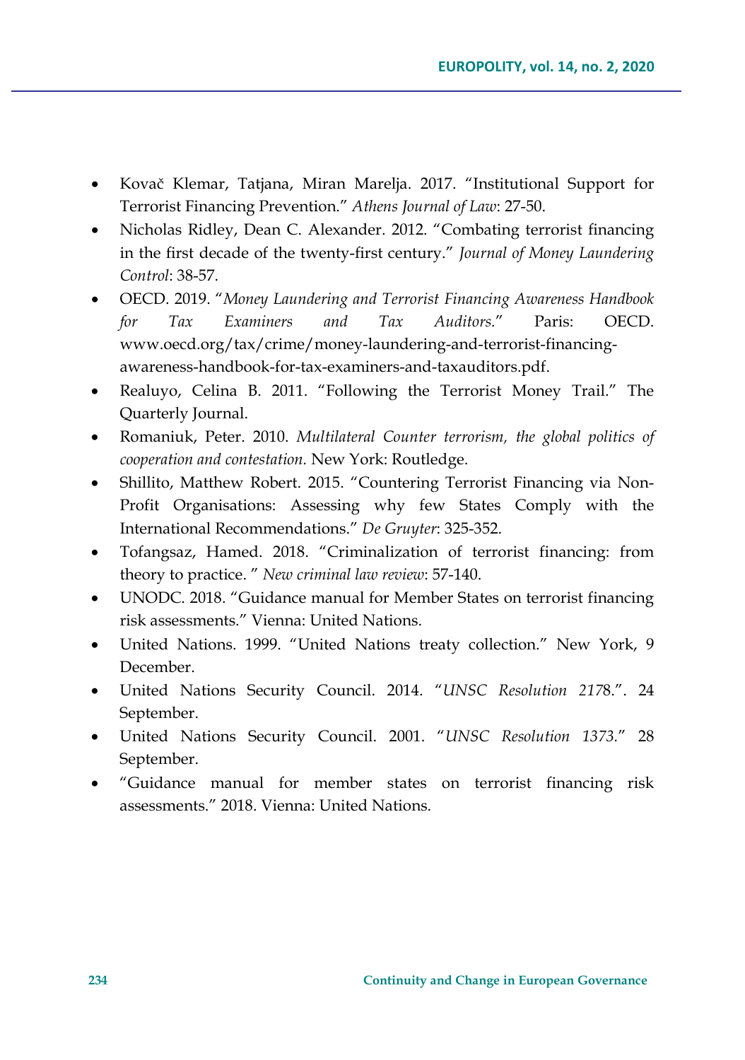- Kovač Klemar, Tatjana, Miran Marelja. 2017. "Institutional Support for Terrorist Financing Prevention." *Athens Journal of Law*: 27-50.
- Nicholas Ridley, Dean C. Alexander. 2012. "Combating terrorist financing in the first decade of the twenty-first century." *Journal of Money Laundering Control*: 38-57.
- OECD. 2019. "*Money Laundering and Terrorist Financing Awareness Handbook for Tax Examiners and Tax Auditors*." Paris: OECD. www.oecd.org/tax/crime/money-laundering-and-terrorist-financing-awareness-handbook-for-tax-examiners-and-taxauditors.pdf.
- Realuyo, Celina B. 2011. "Following the Terrorist Money Trail." The Quarterly Journal.
- Romaniuk, Peter. 2010. *Multilateral Counter terrorism, the global politics of cooperation and contestation.* New York: Routledge.
- Shillito, Matthew Robert. 2015. "Countering Terrorist Financing via Non-Profit Organisations: Assessing why few States Comply with the International Recommendations." *De Gruyter*: 325-352.
- Tofangsaz, Hamed. 2018. "Criminalization of terrorist financing: from theory to practice. " *New criminal law review*: 57-140.
- UNODC. 2018. "Guidance manual for Member States on terrorist financing risk assessments." Vienna: United Nations.
- United Nations. 1999. "United Nations treaty collection." New York, 9 December.
- United Nations Security Council. 2014. "*UNSC Resolution 217*8.". 24 September.
- United Nations Security Council. 2001. "*UNSC Resolution 1373*." 28 September.
- "Guidance manual for member states on terrorist financing risk assessments." 2018. Vienna: United Nations.